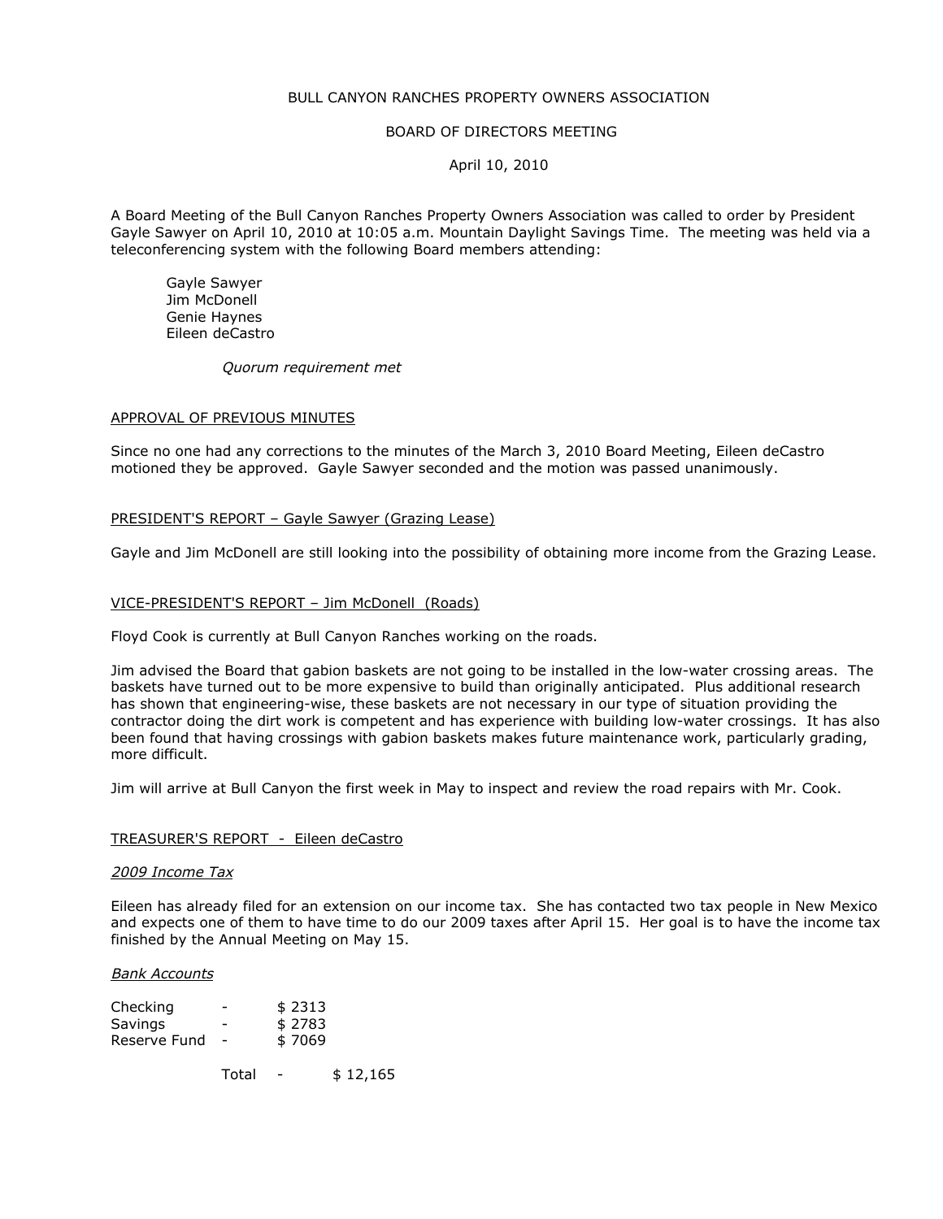# BULL CANYON RANCHES PROPERTY OWNERS ASSOCIATION

## BOARD OF DIRECTORS MEETING

April 10, 2010

A Board Meeting of the Bull Canyon Ranches Property Owners Association was called to order by President Gayle Sawyer on April 10, 2010 at 10:05 a.m. Mountain Daylight Savings Time. The meeting was held via a teleconferencing system with the following Board members attending:

Gayle Sawyer
Jim McDonell
Genie Haynes
Eileen deCastro

*Quorum requirement met*

### APPROVAL OF PREVIOUS MINUTES

Since no one had any corrections to the minutes of the March 3, 2010 Board Meeting, Eileen deCastro motioned they be approved. Gayle Sawyer seconded and the motion was passed unanimously.

### PRESIDENT'S REPORT – Gayle Sawyer (Grazing Lease)

Gayle and Jim McDonell are still looking into the possibility of obtaining more income from the Grazing Lease.

### VICE-PRESIDENT'S REPORT – Jim McDonell (Roads)

Floyd Cook is currently at Bull Canyon Ranches working on the roads.

Jim advised the Board that gabion baskets are not going to be installed in the low-water crossing areas. The baskets have turned out to be more expensive to build than originally anticipated. Plus additional research has shown that engineering-wise, these baskets are not necessary in our type of situation providing the contractor doing the dirt work is competent and has experience with building low-water crossings. It has also been found that having crossings with gabion baskets makes future maintenance work, particularly grading, more difficult.

Jim will arrive at Bull Canyon the first week in May to inspect and review the road repairs with Mr. Cook.

### TREASURER'S REPORT - Eileen deCastro

*2009 Income Tax*

Eileen has already filed for an extension on our income tax. She has contacted two tax people in New Mexico and expects one of them to have time to do our 2009 taxes after April 15. Her goal is to have the income tax finished by the Annual Meeting on May 15.

*Bank Accounts*

| | | |
|---|---|---|
| Checking | - | $ 2313 |
| Savings | - | $ 2783 |
| Reserve Fund | - | $ 7069 |
| Total | - | $ 12,165 |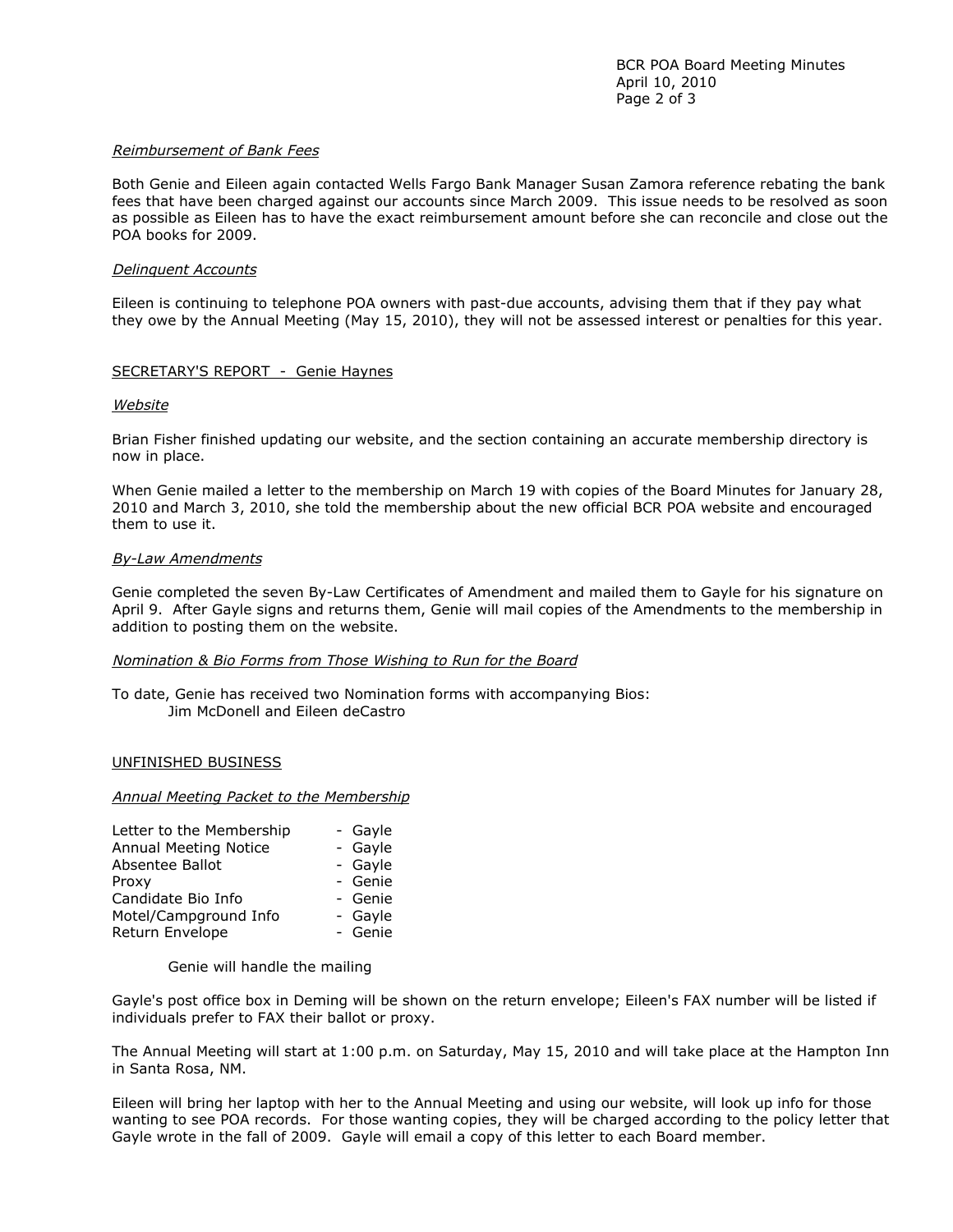*Reimbursement of Bank Fees*

Both Genie and Eileen again contacted Wells Fargo Bank Manager Susan Zamora reference rebating the bank fees that have been charged against our accounts since March 2009. This issue needs to be resolved as soon as possible as Eileen has to have the exact reimbursement amount before she can reconcile and close out the POA books for 2009.

*Delinquent Accounts*

Eileen is continuing to telephone POA owners with past-due accounts, advising them that if they pay what they owe by the Annual Meeting (May 15, 2010), they will not be assessed interest or penalties for this year.

SECRETARY'S REPORT - Genie Haynes

*Website*

Brian Fisher finished updating our website, and the section containing an accurate membership directory is now in place.

When Genie mailed a letter to the membership on March 19 with copies of the Board Minutes for January 28, 2010 and March 3, 2010, she told the membership about the new official BCR POA website and encouraged them to use it.

*By-Law Amendments*

Genie completed the seven By-Law Certificates of Amendment and mailed them to Gayle for his signature on April 9. After Gayle signs and returns them, Genie will mail copies of the Amendments to the membership in addition to posting them on the website.

*Nomination & Bio Forms from Those Wishing to Run for the Board*

To date, Genie has received two Nomination forms with accompanying Bios:
Jim McDonell and Eileen deCastro

UNFINISHED BUSINESS

*Annual Meeting Packet to the Membership*

Letter to the Membership - Gayle
Annual Meeting Notice - Gayle
Absentee Ballot - Gayle
Proxy - Genie
Candidate Bio Info - Genie
Motel/Campground Info - Gayle
Return Envelope - Genie

Genie will handle the mailing

Gayle's post office box in Deming will be shown on the return envelope; Eileen's FAX number will be listed if individuals prefer to FAX their ballot or proxy.

The Annual Meeting will start at 1:00 p.m. on Saturday, May 15, 2010 and will take place at the Hampton Inn in Santa Rosa, NM.

Eileen will bring her laptop with her to the Annual Meeting and using our website, will look up info for those wanting to see POA records. For those wanting copies, they will be charged according to the policy letter that Gayle wrote in the fall of 2009. Gayle will email a copy of this letter to each Board member.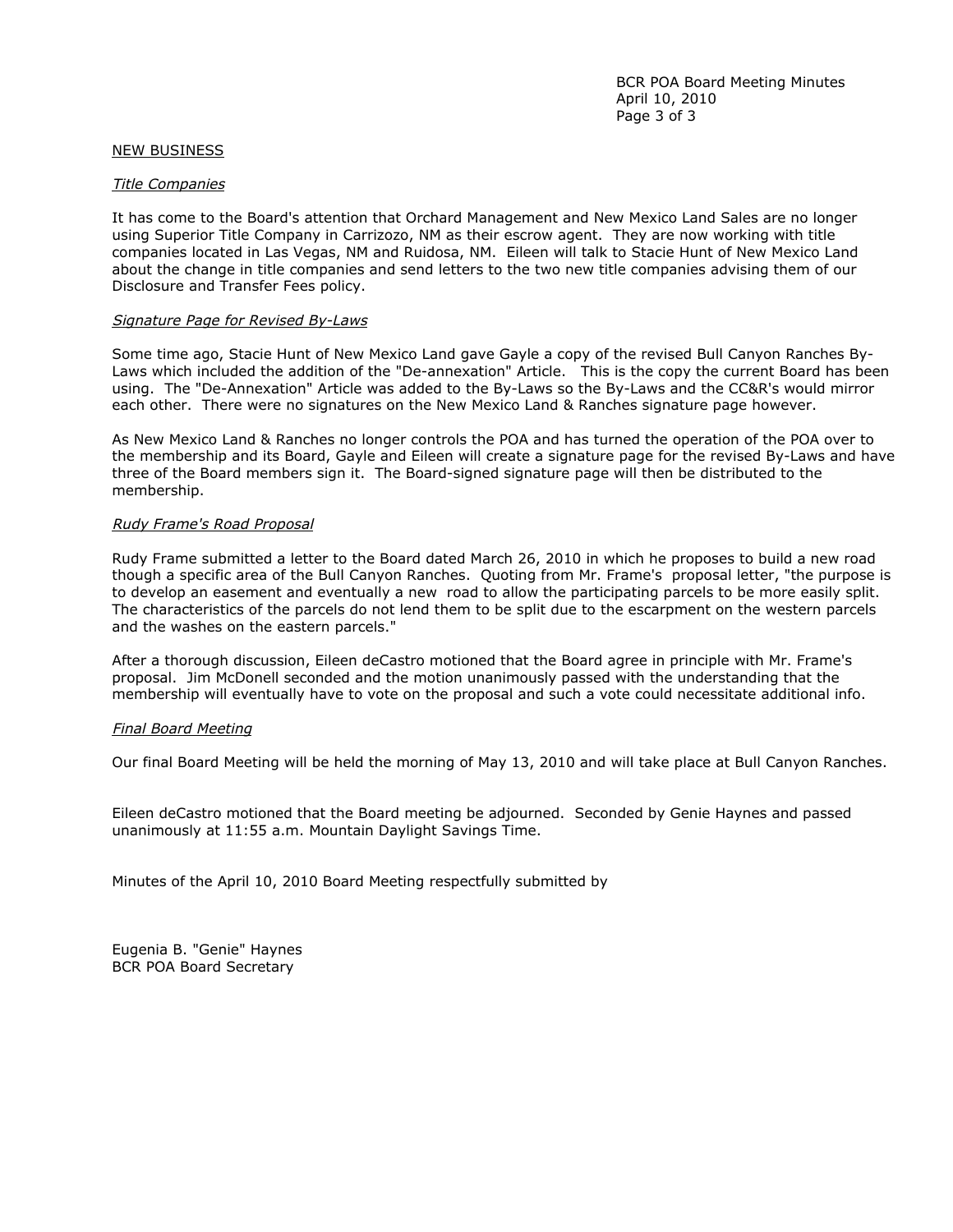NEW BUSINESS

*Title Companies*

It has come to the Board's attention that Orchard Management and New Mexico Land Sales are no longer using Superior Title Company in Carrizozo, NM as their escrow agent. They are now working with title companies located in Las Vegas, NM and Ruidosa, NM. Eileen will talk to Stacie Hunt of New Mexico Land about the change in title companies and send letters to the two new title companies advising them of our Disclosure and Transfer Fees policy.

*Signature Page for Revised By-Laws*

Some time ago, Stacie Hunt of New Mexico Land gave Gayle a copy of the revised Bull Canyon Ranches By-Laws which included the addition of the "De-annexation" Article. This is the copy the current Board has been using. The "De-Annexation" Article was added to the By-Laws so the By-Laws and the CC&R's would mirror each other. There were no signatures on the New Mexico Land & Ranches signature page however.

As New Mexico Land & Ranches no longer controls the POA and has turned the operation of the POA over to the membership and its Board, Gayle and Eileen will create a signature page for the revised By-Laws and have three of the Board members sign it. The Board-signed signature page will then be distributed to the membership.

*Rudy Frame's Road Proposal*

Rudy Frame submitted a letter to the Board dated March 26, 2010 in which he proposes to build a new road though a specific area of the Bull Canyon Ranches. Quoting from Mr. Frame's proposal letter, "the purpose is to develop an easement and eventually a new road to allow the participating parcels to be more easily split. The characteristics of the parcels do not lend them to be split due to the escarpment on the western parcels and the washes on the eastern parcels."

After a thorough discussion, Eileen deCastro motioned that the Board agree in principle with Mr. Frame's proposal. Jim McDonell seconded and the motion unanimously passed with the understanding that the membership will eventually have to vote on the proposal and such a vote could necessitate additional info.

*Final Board Meeting*

Our final Board Meeting will be held the morning of May 13, 2010 and will take place at Bull Canyon Ranches.

Eileen deCastro motioned that the Board meeting be adjourned. Seconded by Genie Haynes and passed unanimously at 11:55 a.m. Mountain Daylight Savings Time.

Minutes of the April 10, 2010 Board Meeting respectfully submitted by

Eugenia B. "Genie" Haynes
BCR POA Board Secretary